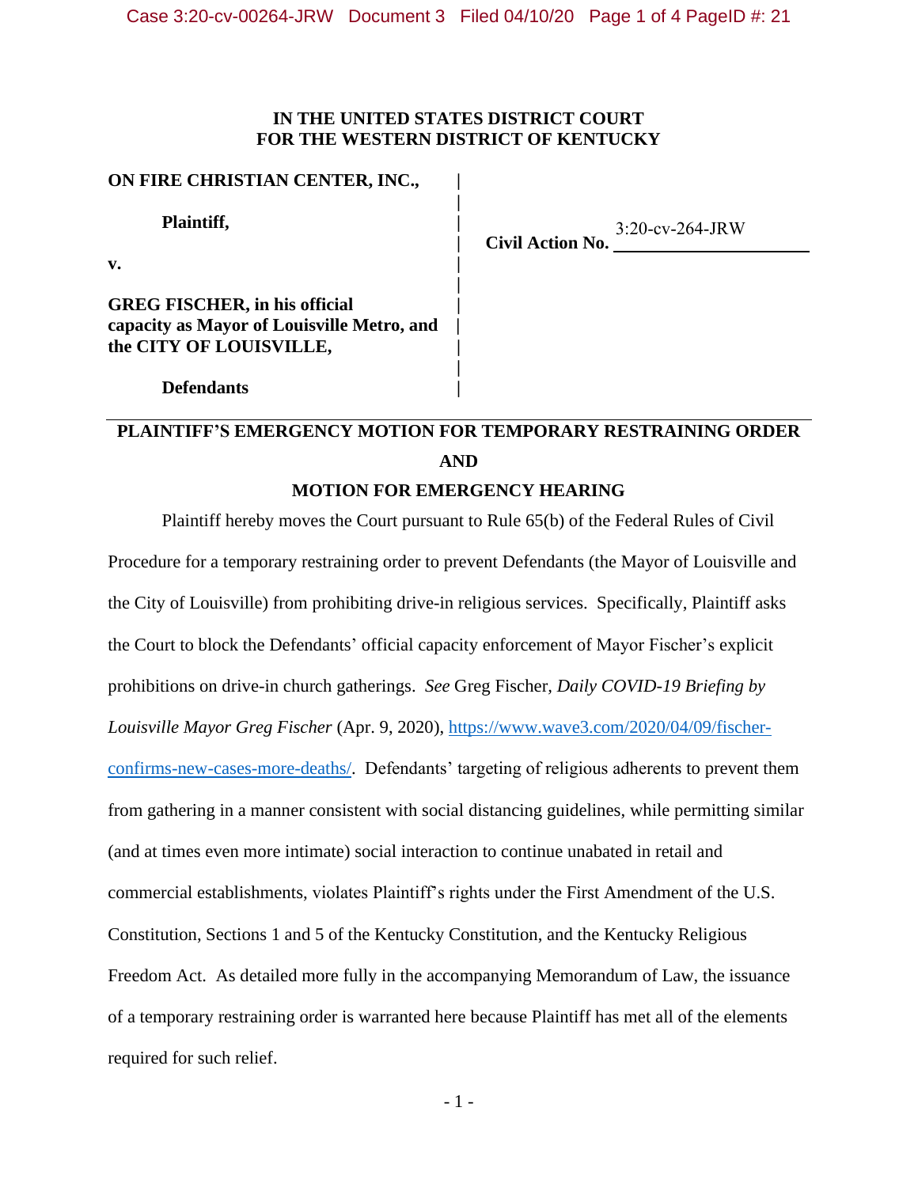**IN THE UNITED STATES DISTRICT COURT**
**FOR THE WESTERN DISTRICT OF KENTUCKY**

| | |
|---|---|
| **ON FIRE CHRISTIAN CENTER, INC.,** | |
| **Plaintiff,** | **Civil Action No.** 3:20-cv-264-JRW |
| **v.** | |
| **GREG FISCHER, in his official capacity as Mayor of Louisville Metro, and the CITY OF LOUISVILLE,** | |
| **Defendants** | |

## PLAINTIFF'S EMERGENCY MOTION FOR TEMPORARY RESTRAINING ORDER AND MOTION FOR EMERGENCY HEARING

Plaintiff hereby moves the Court pursuant to Rule 65(b) of the Federal Rules of Civil Procedure for a temporary restraining order to prevent Defendants (the Mayor of Louisville and the City of Louisville) from prohibiting drive-in religious services. Specifically, Plaintiff asks the Court to block the Defendants' official capacity enforcement of Mayor Fischer's explicit prohibitions on drive-in church gatherings. *See* Greg Fischer, *Daily COVID-19 Briefing by Louisville Mayor Greg Fischer* (Apr. 9, 2020), https://www.wave3.com/2020/04/09/fischer-confirms-new-cases-more-deaths/. Defendants' targeting of religious adherents to prevent them from gathering in a manner consistent with social distancing guidelines, while permitting similar (and at times even more intimate) social interaction to continue unabated in retail and commercial establishments, violates Plaintiff's rights under the First Amendment of the U.S. Constitution, Sections 1 and 5 of the Kentucky Constitution, and the Kentucky Religious Freedom Act. As detailed more fully in the accompanying Memorandum of Law, the issuance of a temporary restraining order is warranted here because Plaintiff has met all of the elements required for such relief.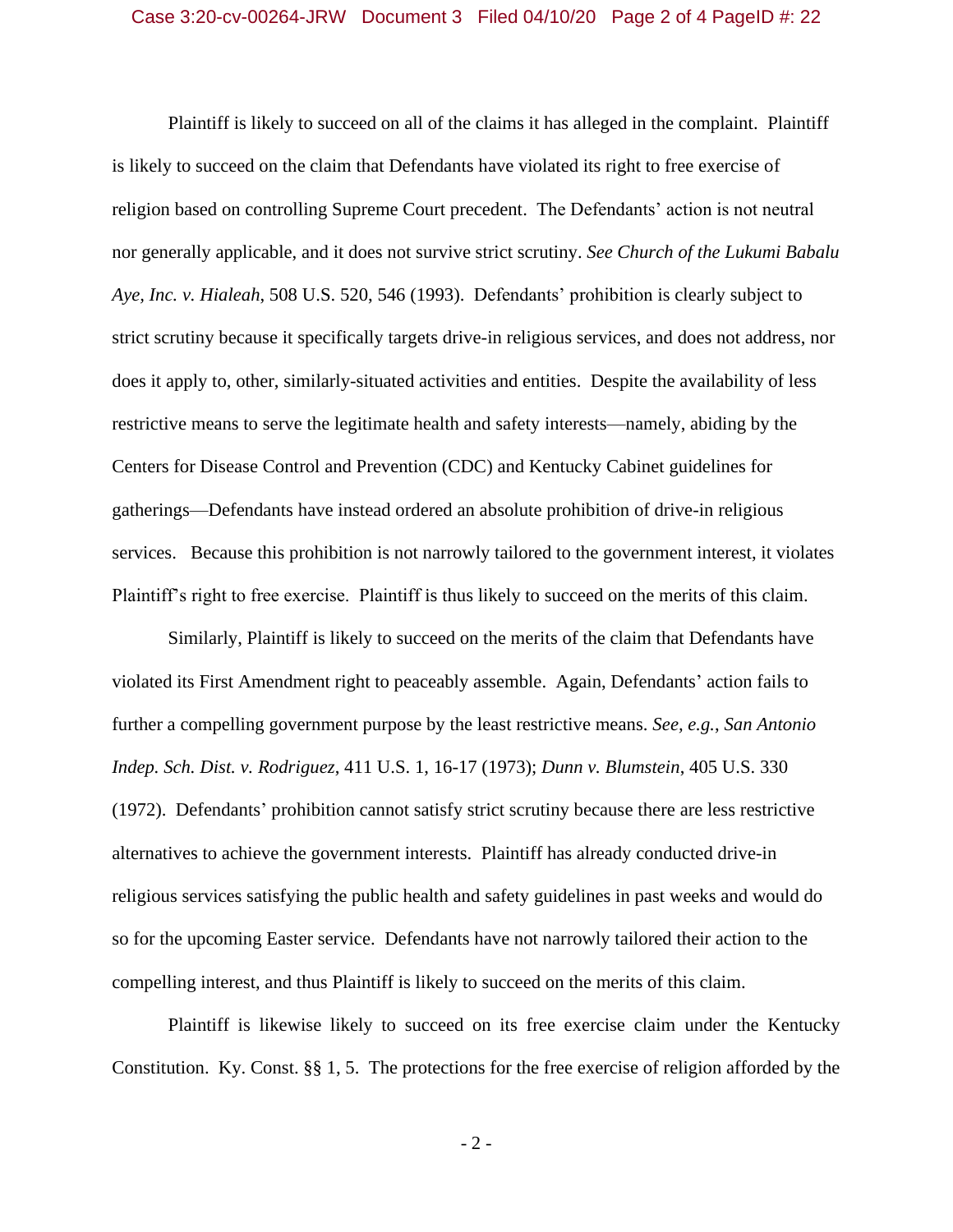Plaintiff is likely to succeed on all of the claims it has alleged in the complaint. Plaintiff is likely to succeed on the claim that Defendants have violated its right to free exercise of religion based on controlling Supreme Court precedent. The Defendants' action is not neutral nor generally applicable, and it does not survive strict scrutiny. *See Church of the Lukumi Babalu Aye, Inc. v. Hialeah*, 508 U.S. 520, 546 (1993). Defendants' prohibition is clearly subject to strict scrutiny because it specifically targets drive-in religious services, and does not address, nor does it apply to, other, similarly-situated activities and entities. Despite the availability of less restrictive means to serve the legitimate health and safety interests—namely, abiding by the Centers for Disease Control and Prevention (CDC) and Kentucky Cabinet guidelines for gatherings—Defendants have instead ordered an absolute prohibition of drive-in religious services. Because this prohibition is not narrowly tailored to the government interest, it violates Plaintiff's right to free exercise. Plaintiff is thus likely to succeed on the merits of this claim.

Similarly, Plaintiff is likely to succeed on the merits of the claim that Defendants have violated its First Amendment right to peaceably assemble. Again, Defendants' action fails to further a compelling government purpose by the least restrictive means. *See, e.g.*, *San Antonio Indep. Sch. Dist. v. Rodriguez*, 411 U.S. 1, 16-17 (1973); *Dunn v. Blumstein*, 405 U.S. 330 (1972). Defendants' prohibition cannot satisfy strict scrutiny because there are less restrictive alternatives to achieve the government interests. Plaintiff has already conducted drive-in religious services satisfying the public health and safety guidelines in past weeks and would do so for the upcoming Easter service. Defendants have not narrowly tailored their action to the compelling interest, and thus Plaintiff is likely to succeed on the merits of this claim.

Plaintiff is likewise likely to succeed on its free exercise claim under the Kentucky Constitution. Ky. Const. §§ 1, 5. The protections for the free exercise of religion afforded by the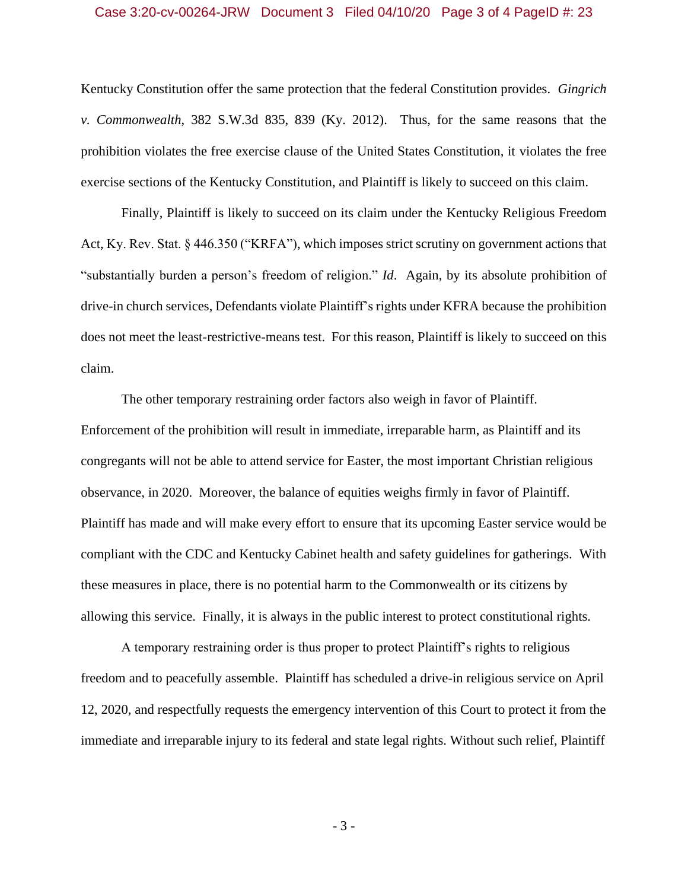Kentucky Constitution offer the same protection that the federal Constitution provides. *Gingrich v. Commonwealth*, 382 S.W.3d 835, 839 (Ky. 2012). Thus, for the same reasons that the prohibition violates the free exercise clause of the United States Constitution, it violates the free exercise sections of the Kentucky Constitution, and Plaintiff is likely to succeed on this claim.

Finally, Plaintiff is likely to succeed on its claim under the Kentucky Religious Freedom Act, Ky. Rev. Stat. § 446.350 ("KRFA"), which imposes strict scrutiny on government actions that "substantially burden a person's freedom of religion." *Id*. Again, by its absolute prohibition of drive-in church services, Defendants violate Plaintiff's rights under KFRA because the prohibition does not meet the least-restrictive-means test. For this reason, Plaintiff is likely to succeed on this claim.

The other temporary restraining order factors also weigh in favor of Plaintiff. Enforcement of the prohibition will result in immediate, irreparable harm, as Plaintiff and its congregants will not be able to attend service for Easter, the most important Christian religious observance, in 2020. Moreover, the balance of equities weighs firmly in favor of Plaintiff. Plaintiff has made and will make every effort to ensure that its upcoming Easter service would be compliant with the CDC and Kentucky Cabinet health and safety guidelines for gatherings. With these measures in place, there is no potential harm to the Commonwealth or its citizens by allowing this service. Finally, it is always in the public interest to protect constitutional rights.

A temporary restraining order is thus proper to protect Plaintiff's rights to religious freedom and to peacefully assemble. Plaintiff has scheduled a drive-in religious service on April 12, 2020, and respectfully requests the emergency intervention of this Court to protect it from the immediate and irreparable injury to its federal and state legal rights. Without such relief, Plaintiff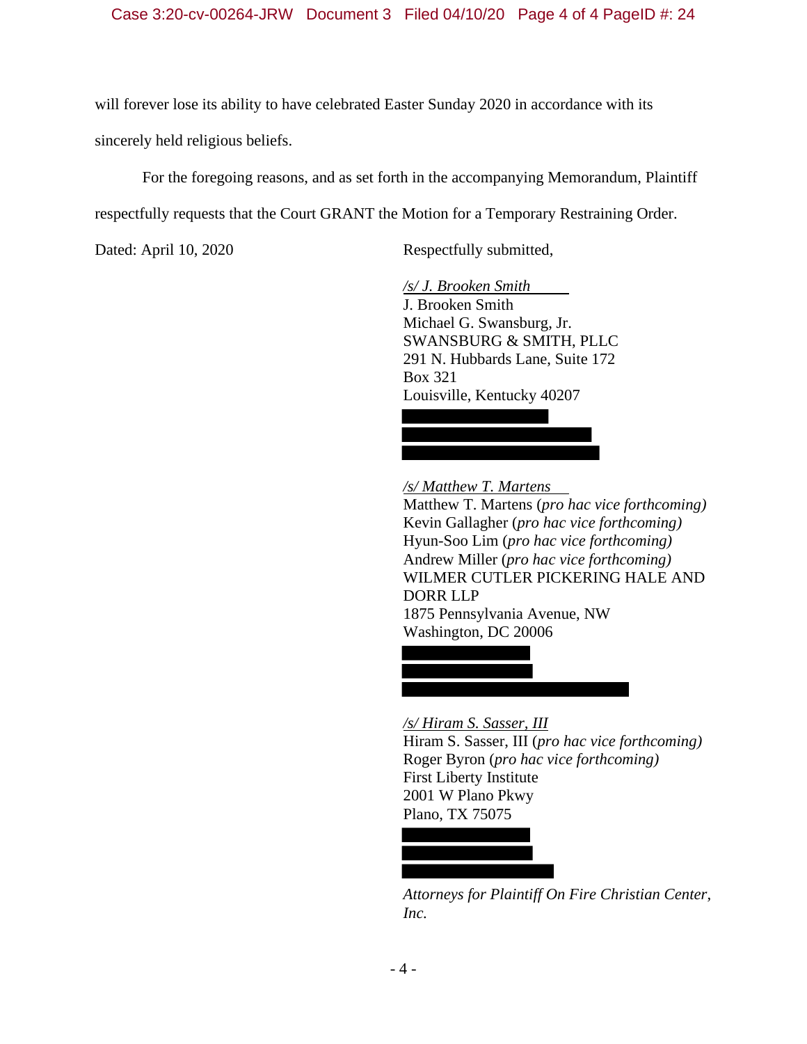will forever lose its ability to have celebrated Easter Sunday 2020 in accordance with its sincerely held religious beliefs.

For the foregoing reasons, and as set forth in the accompanying Memorandum, Plaintiff respectfully requests that the Court GRANT the Motion for a Temporary Restraining Order.

Dated: April 10, 2020

Respectfully submitted,

*/s/ J. Brooken Smith*
J. Brooken Smith
Michael G. Swansburg, Jr.
SWANSBURG & SMITH, PLLC
291 N. Hubbards Lane, Suite 172
Box 321
Louisville, Kentucky 40207

*/s/ Matthew T. Martens*
Matthew T. Martens (*pro hac vice forthcoming)*
Kevin Gallagher (*pro hac vice forthcoming)*
Hyun-Soo Lim (*pro hac vice forthcoming)*
Andrew Miller (*pro hac vice forthcoming)*
WILMER CUTLER PICKERING HALE AND DORR LLP
1875 Pennsylvania Avenue, NW
Washington, DC 20006

*/s/ Hiram S. Sasser, III*
Hiram S. Sasser, III (*pro hac vice forthcoming)*
Roger Byron (*pro hac vice forthcoming)*
First Liberty Institute
2001 W Plano Pkwy
Plano, TX 75075

*Attorneys for Plaintiff On Fire Christian Center, Inc.*